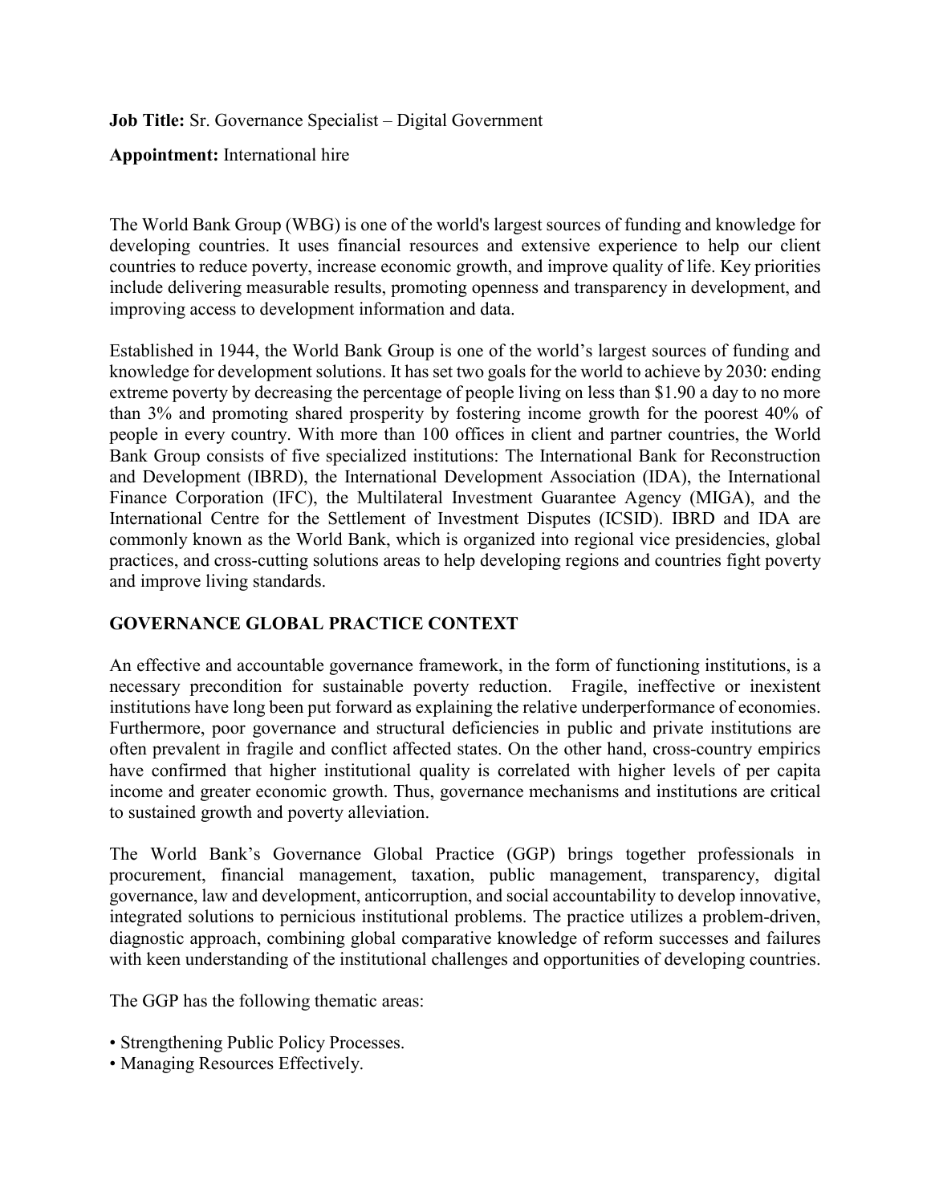**Job Title:** Sr. Governance Specialist – Digital Government

**Appointment:** International hire

The World Bank Group (WBG) is one of the world's largest sources of funding and knowledge for developing countries. It uses financial resources and extensive experience to help our client countries to reduce poverty, increase economic growth, and improve quality of life. Key priorities include delivering measurable results, promoting openness and transparency in development, and improving access to development information and data.

Established in 1944, the World Bank Group is one of the world's largest sources of funding and knowledge for development solutions. It has set two goals for the world to achieve by 2030: ending extreme poverty by decreasing the percentage of people living on less than $1.90 a day to no more than 3% and promoting shared prosperity by fostering income growth for the poorest 40% of people in every country. With more than 100 offices in client and partner countries, the World Bank Group consists of five specialized institutions: The International Bank for Reconstruction and Development (IBRD), the International Development Association (IDA), the International Finance Corporation (IFC), the Multilateral Investment Guarantee Agency (MIGA), and the International Centre for the Settlement of Investment Disputes (ICSID). IBRD and IDA are commonly known as the World Bank, which is organized into regional vice presidencies, global practices, and cross-cutting solutions areas to help developing regions and countries fight poverty and improve living standards.

## GOVERNANCE GLOBAL PRACTICE CONTEXT

An effective and accountable governance framework, in the form of functioning institutions, is a necessary precondition for sustainable poverty reduction. Fragile, ineffective or inexistent institutions have long been put forward as explaining the relative underperformance of economies. Furthermore, poor governance and structural deficiencies in public and private institutions are often prevalent in fragile and conflict affected states. On the other hand, cross-country empirics have confirmed that higher institutional quality is correlated with higher levels of per capita income and greater economic growth. Thus, governance mechanisms and institutions are critical to sustained growth and poverty alleviation.

The World Bank's Governance Global Practice (GGP) brings together professionals in procurement, financial management, taxation, public management, transparency, digital governance, law and development, anticorruption, and social accountability to develop innovative, integrated solutions to pernicious institutional problems. The practice utilizes a problem-driven, diagnostic approach, combining global comparative knowledge of reform successes and failures with keen understanding of the institutional challenges and opportunities of developing countries.

The GGP has the following thematic areas:

- Strengthening Public Policy Processes.
- Managing Resources Effectively.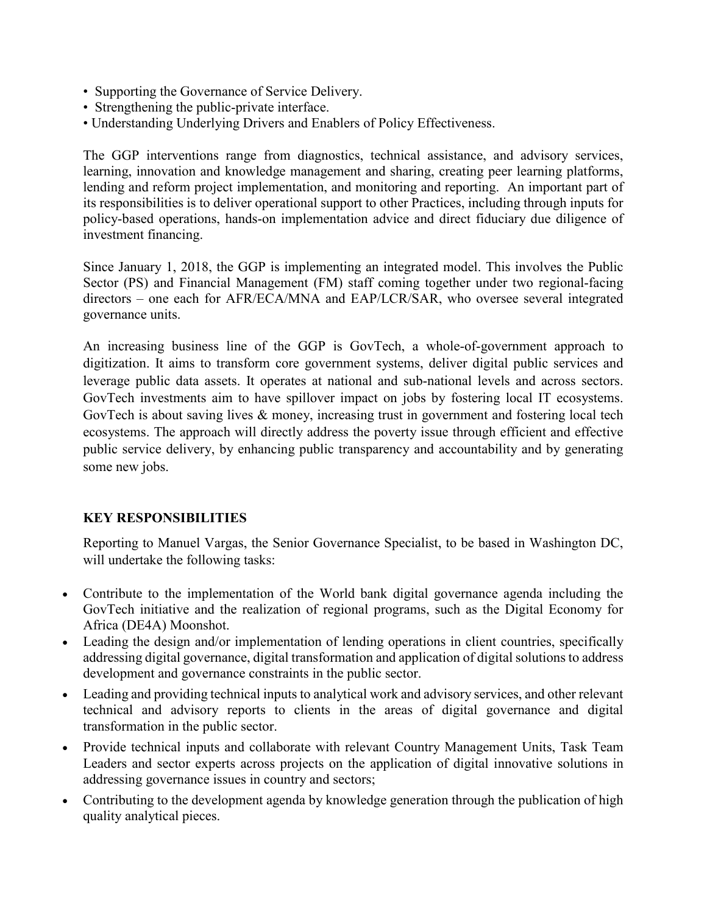- Supporting the Governance of Service Delivery.
- Strengthening the public-private interface.
- Understanding Underlying Drivers and Enablers of Policy Effectiveness.

The GGP interventions range from diagnostics, technical assistance, and advisory services, learning, innovation and knowledge management and sharing, creating peer learning platforms, lending and reform project implementation, and monitoring and reporting. An important part of its responsibilities is to deliver operational support to other Practices, including through inputs for policy-based operations, hands-on implementation advice and direct fiduciary due diligence of investment financing.

Since January 1, 2018, the GGP is implementing an integrated model. This involves the Public Sector (PS) and Financial Management (FM) staff coming together under two regional-facing directors – one each for AFR/ECA/MNA and EAP/LCR/SAR, who oversee several integrated governance units.

An increasing business line of the GGP is GovTech, a whole-of-government approach to digitization. It aims to transform core government systems, deliver digital public services and leverage public data assets. It operates at national and sub-national levels and across sectors. GovTech investments aim to have spillover impact on jobs by fostering local IT ecosystems. GovTech is about saving lives & money, increasing trust in government and fostering local tech ecosystems. The approach will directly address the poverty issue through efficient and effective public service delivery, by enhancing public transparency and accountability and by generating some new jobs.

## KEY RESPONSIBILITIES

Reporting to Manuel Vargas, the Senior Governance Specialist, to be based in Washington DC, will undertake the following tasks:

- Contribute to the implementation of the World bank digital governance agenda including the GovTech initiative and the realization of regional programs, such as the Digital Economy for Africa (DE4A) Moonshot.
- Leading the design and/or implementation of lending operations in client countries, specifically addressing digital governance, digital transformation and application of digital solutions to address development and governance constraints in the public sector.
- Leading and providing technical inputs to analytical work and advisory services, and other relevant technical and advisory reports to clients in the areas of digital governance and digital transformation in the public sector.
- Provide technical inputs and collaborate with relevant Country Management Units, Task Team Leaders and sector experts across projects on the application of digital innovative solutions in addressing governance issues in country and sectors;
- Contributing to the development agenda by knowledge generation through the publication of high quality analytical pieces.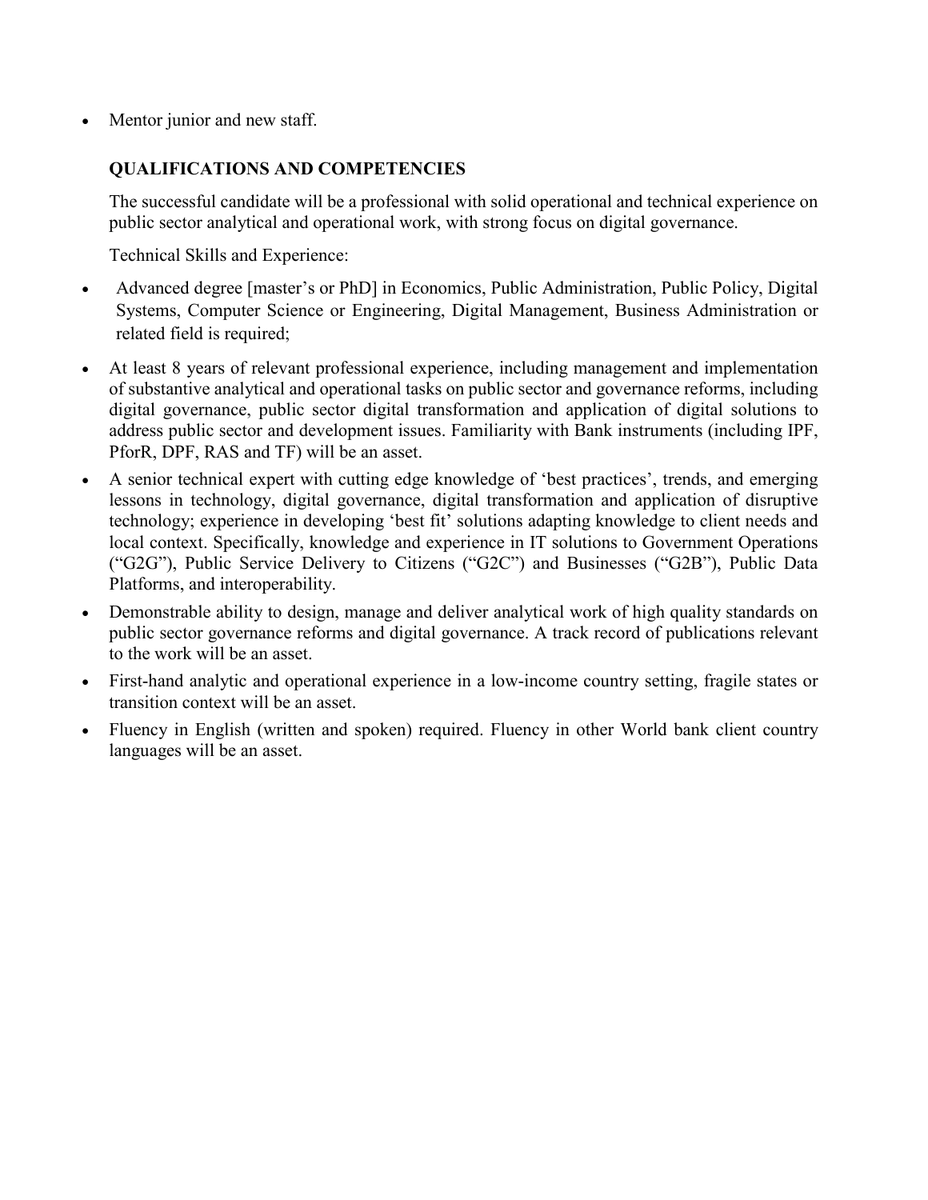- Mentor junior and new staff.

## QUALIFICATIONS AND COMPETENCIES

The successful candidate will be a professional with solid operational and technical experience on public sector analytical and operational work, with strong focus on digital governance.

Technical Skills and Experience:

- Advanced degree [master's or PhD] in Economics, Public Administration, Public Policy, Digital Systems, Computer Science or Engineering, Digital Management, Business Administration or related field is required;
- At least 8 years of relevant professional experience, including management and implementation of substantive analytical and operational tasks on public sector and governance reforms, including digital governance, public sector digital transformation and application of digital solutions to address public sector and development issues. Familiarity with Bank instruments (including IPF, PforR, DPF, RAS and TF) will be an asset.
- A senior technical expert with cutting edge knowledge of 'best practices', trends, and emerging lessons in technology, digital governance, digital transformation and application of disruptive technology; experience in developing 'best fit' solutions adapting knowledge to client needs and local context. Specifically, knowledge and experience in IT solutions to Government Operations ("G2G"), Public Service Delivery to Citizens ("G2C") and Businesses ("G2B"), Public Data Platforms, and interoperability.
- Demonstrable ability to design, manage and deliver analytical work of high quality standards on public sector governance reforms and digital governance. A track record of publications relevant to the work will be an asset.
- First-hand analytic and operational experience in a low-income country setting, fragile states or transition context will be an asset.
- Fluency in English (written and spoken) required. Fluency in other World bank client country languages will be an asset.